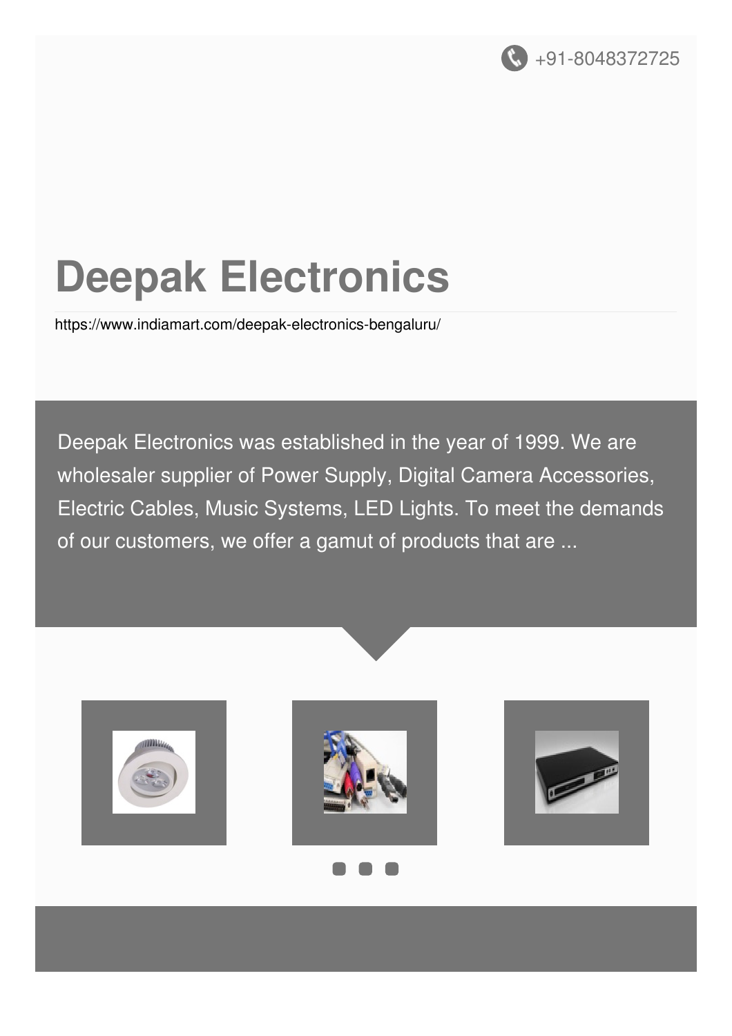+91-8048372725

# Deepak Electronics

https://www.indiamart.com/deepak-electronics-bengaluru/

Deepak Electronics was established in the year of 1999. We are wholesaler supplier of Power Supply, Digital Camera Accessories, Electric Cables, Music Systems, LED Lights. To meet the demands of our customers, we offer a gamut of products that are ...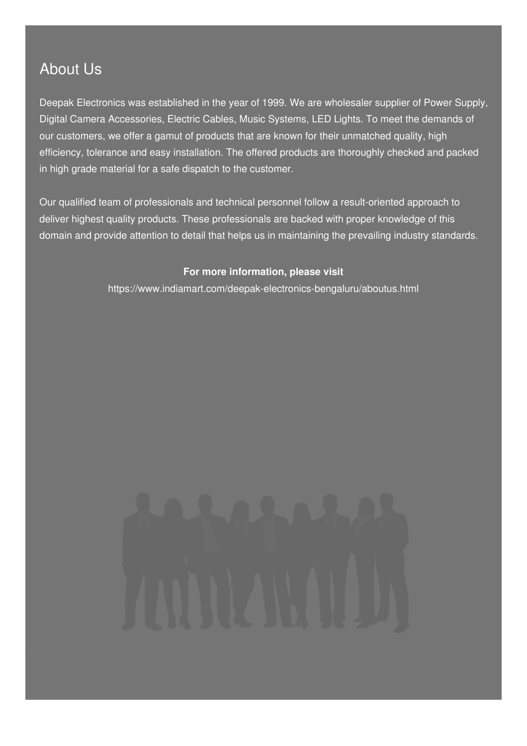## About Us

Deepak Electronics was established in the year of 1999. We are wholesaler supplier of Power Supply, Digital Camera Accessories, Electric Cables, Music Systems, LED Lights. To meet the demands of our customers, we offer a gamut of products that are known for their unmatched quality, high efficiency, tolerance and easy installation. The offered products are thoroughly checked and packed in high grade material for a safe dispatch to the customer.

Our qualified team of professionals and technical personnel follow a result-oriented approach to deliver highest quality products. These professionals are backed with proper knowledge of this domain and provide attention to detail that helps us in maintaining the prevailing industry standards.

**For more information, please visit**

https://www.indiamart.com/deepak-electronics-bengaluru/aboutus.html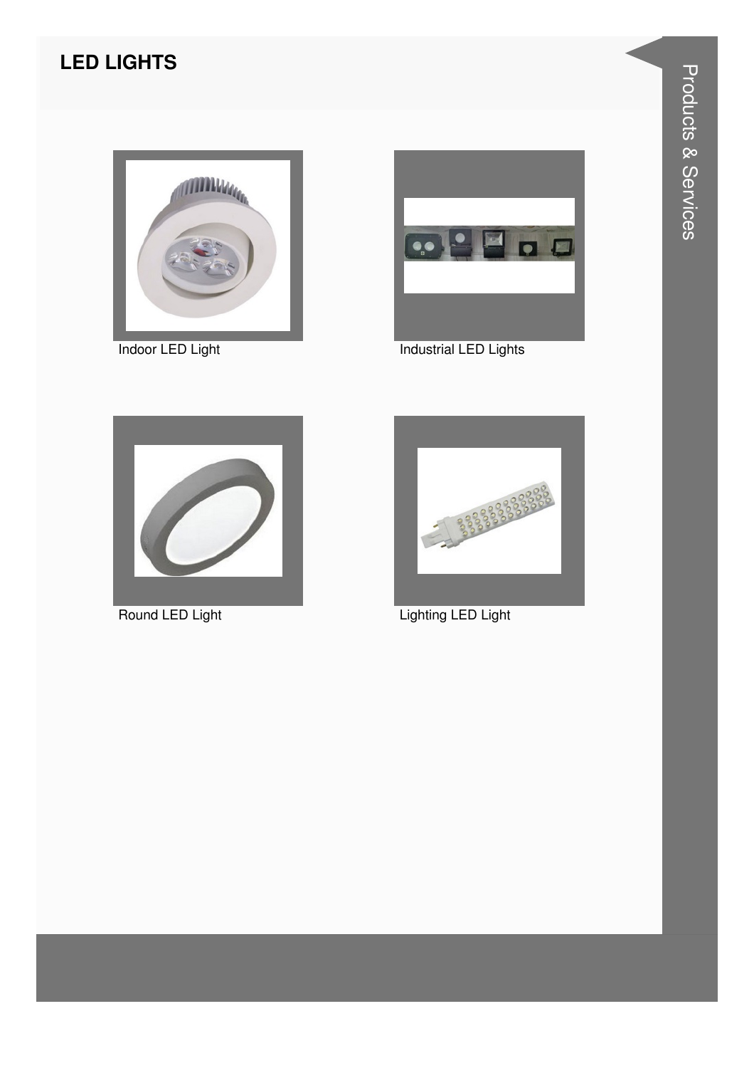## LED LIGHTS

Indoor LED Light

Industrial LED Lights

Round LED Light

Lighting LED Light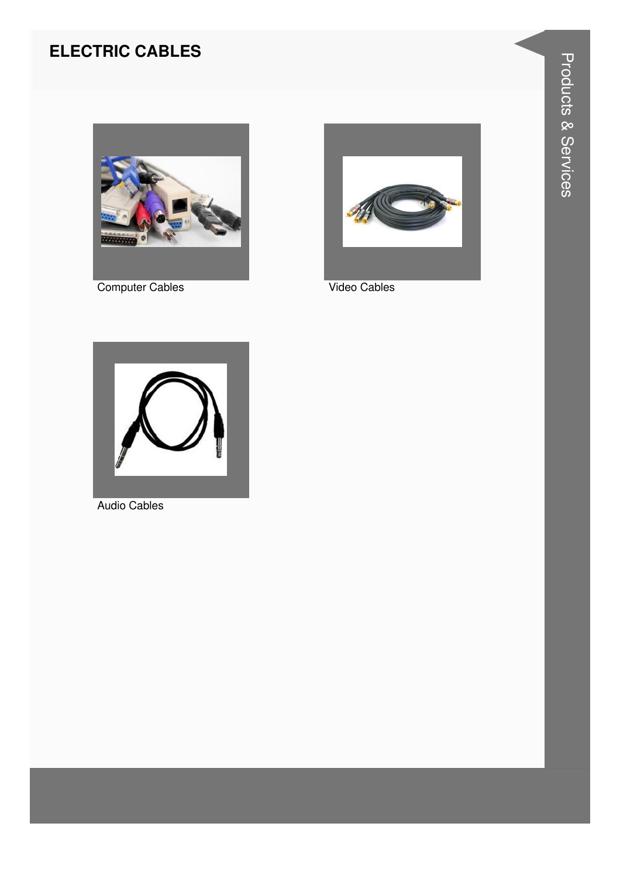## ELECTRIC CABLES

Computer Cables

Video Cables

Audio Cables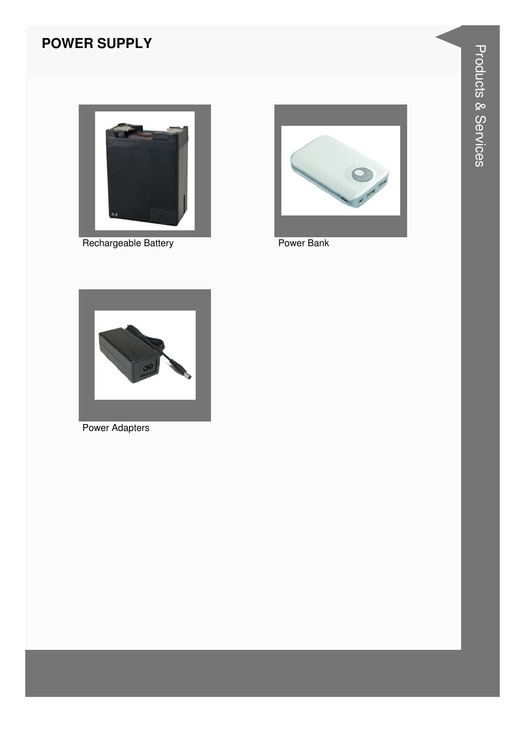# POWER SUPPLY

Rechargeable Battery

Power Bank

Power Adapters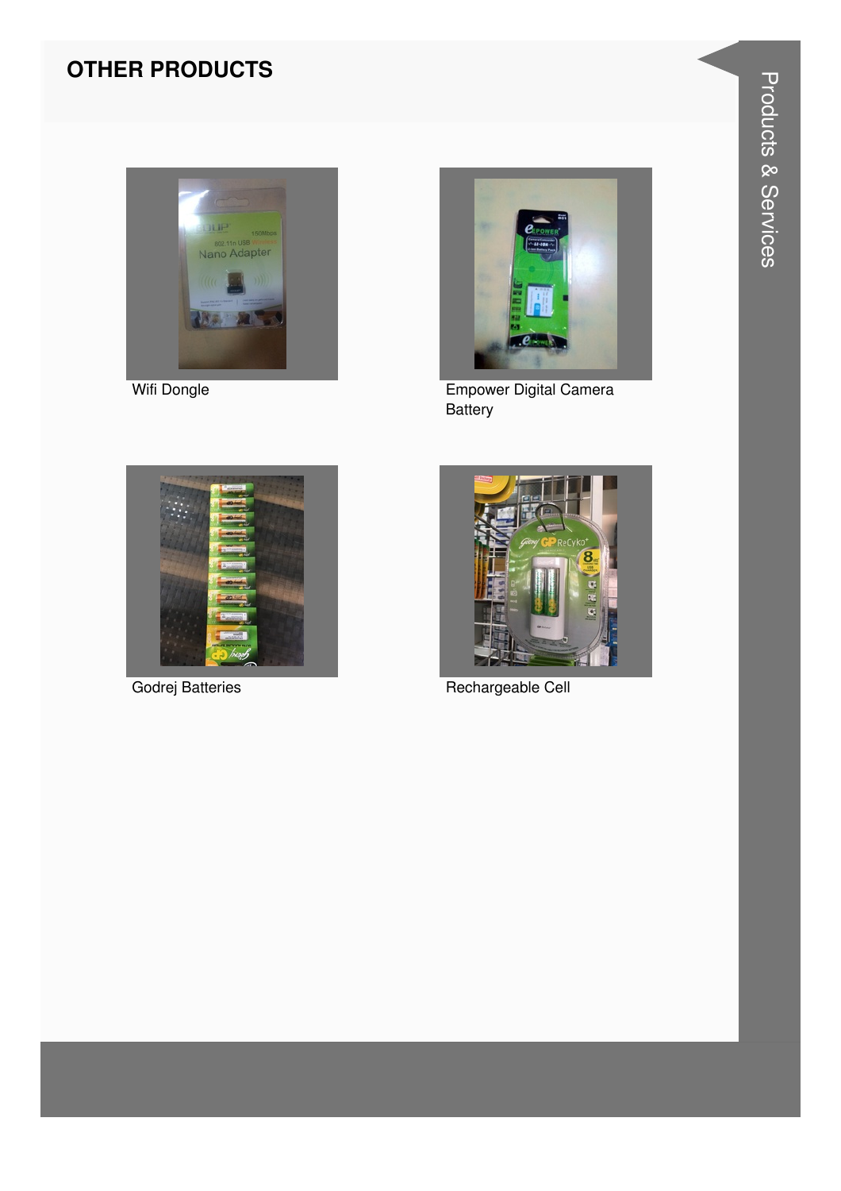## OTHER PRODUCTS

Wifi Dongle

Empower Digital Camera Battery

Godrej Batteries

Rechargeable Cell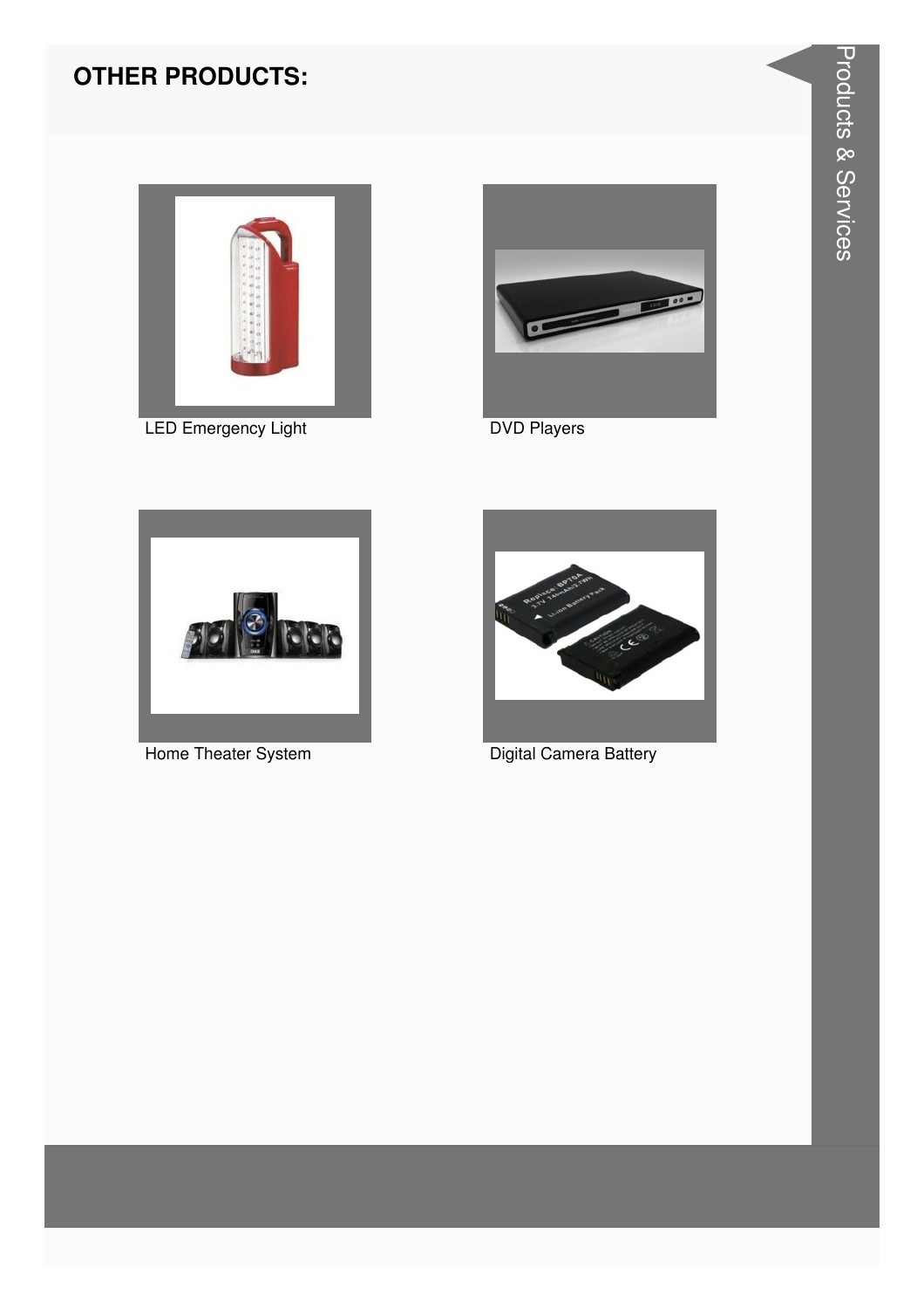## OTHER PRODUCTS:

LED Emergency Light

DVD Players

Home Theater System

Digital Camera Battery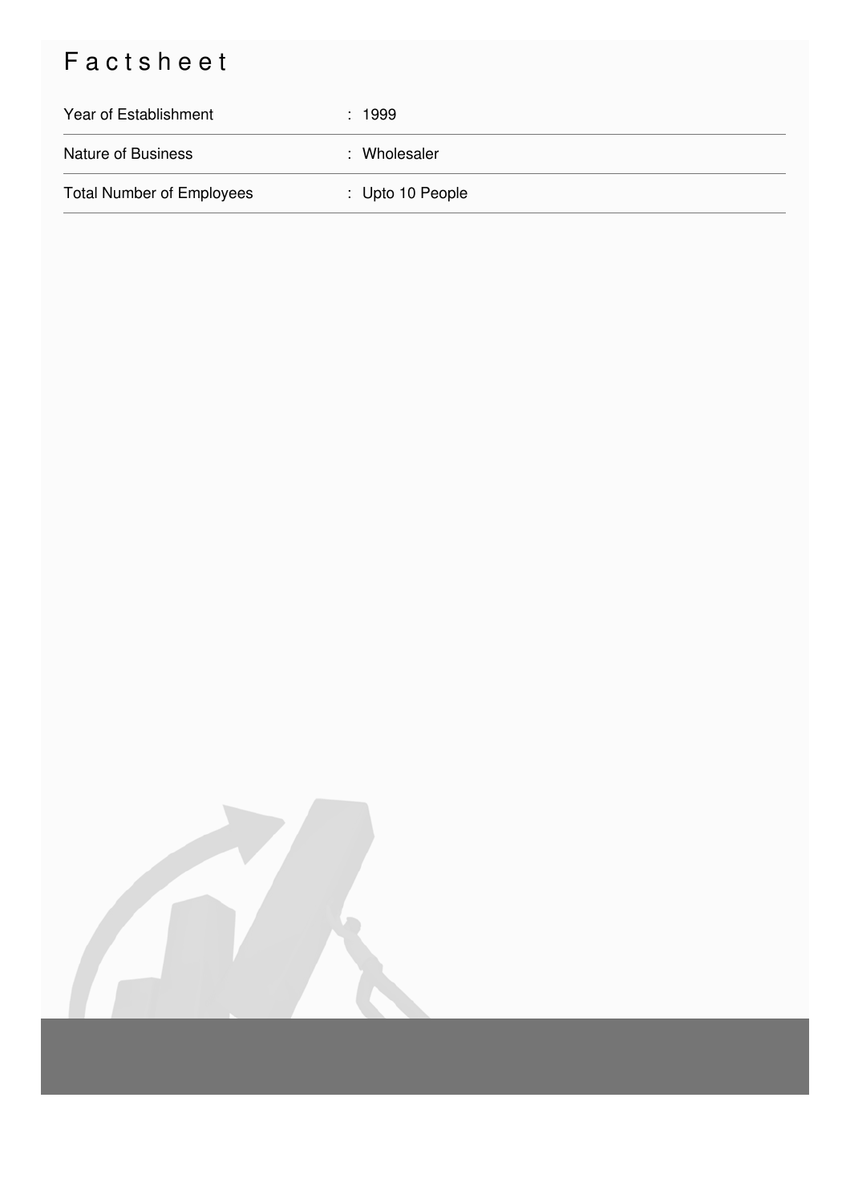# Factsheet

| | |
|---|---|
| Year of Establishment | : 1999 |
| Nature of Business | : Wholesaler |
| Total Number of Employees | : Upto 10 People |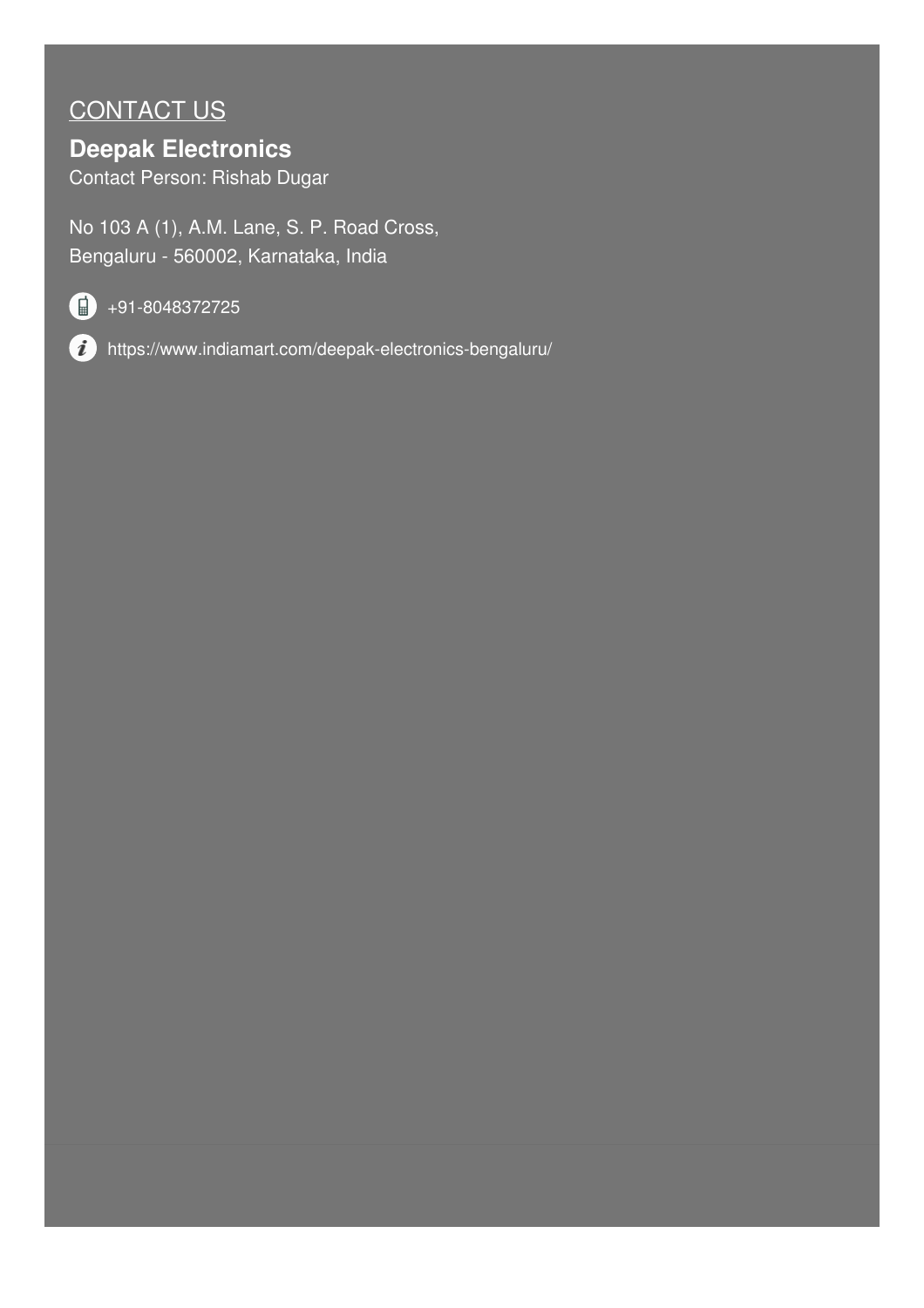## CONTACT US

### Deepak Electronics

Contact Person: Rishab Dugar

No 103 A (1), A.M. Lane, S. P. Road Cross,
Bengaluru - 560002, Karnataka, India

+91-8048372725

https://www.indiamart.com/deepak-electronics-bengaluru/